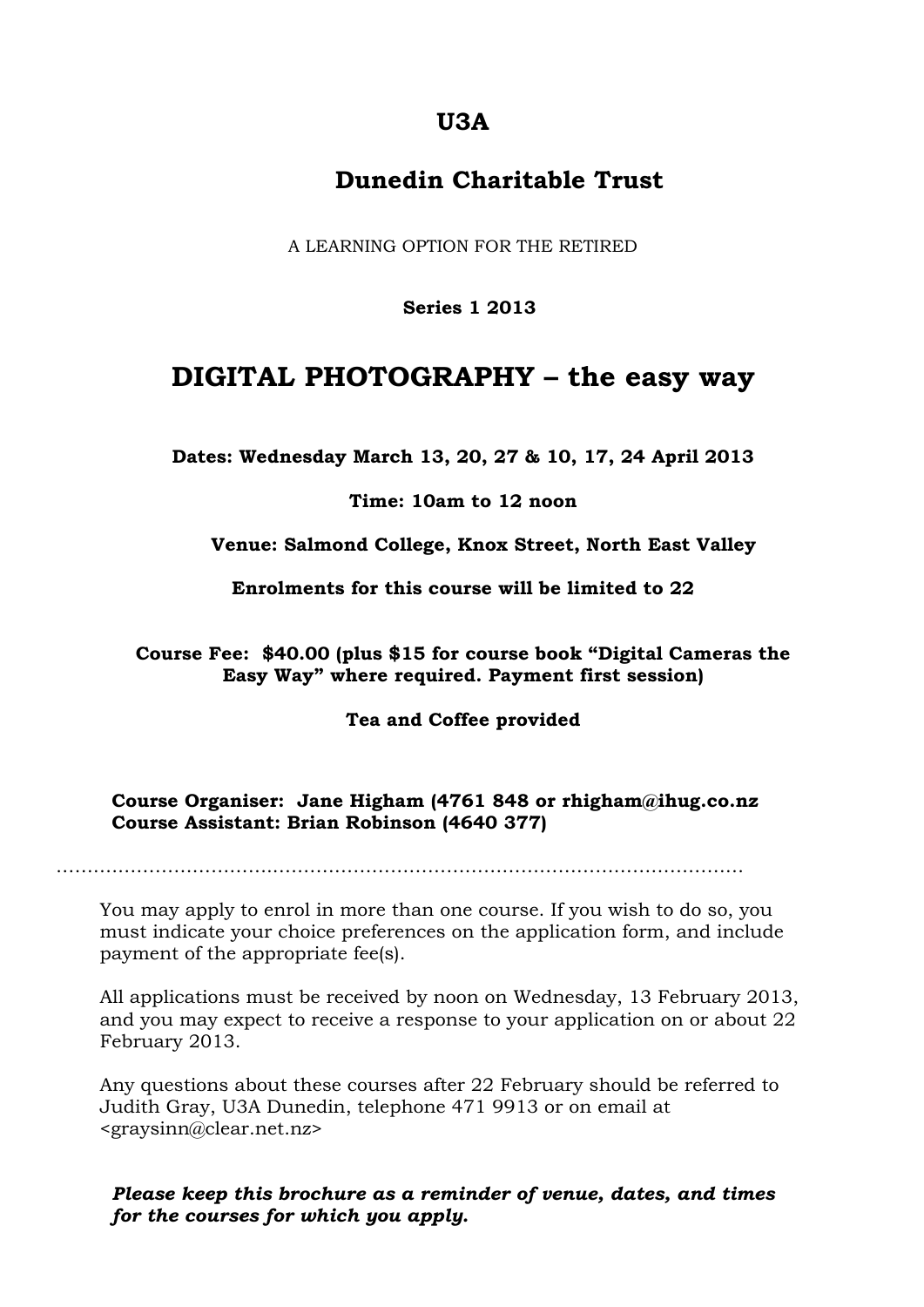# U3A

## Dunedin Charitable Trust

A LEARNING OPTION FOR THE RETIRED

**Series 1 2013**

# DIGITAL PHOTOGRAPHY – the easy way

**Dates: Wednesday March 13, 20, 27 & 10, 17, 24 April 2013**

**Time: 10am to 12 noon**

**Venue: Salmond College, Knox Street, North East Valley**

**Enrolments for this course will be limited to 22**

**Course Fee: $40.00 (plus $15 for course book "Digital Cameras the Easy Way" where required. Payment first session)**

**Tea and Coffee provided**

**Course Organiser: Jane Higham (4761 848 or rhigham@ihug.co.nz**
**Course Assistant: Brian Robinson (4640 377)**

…………………………………………………………………………………………………

You may apply to enrol in more than one course. If you wish to do so, you must indicate your choice preferences on the application form, and include payment of the appropriate fee(s).

All applications must be received by noon on Wednesday, 13 February 2013, and you may expect to receive a response to your application on or about 22 February 2013.

Any questions about these courses after 22 February should be referred to Judith Gray, U3A Dunedin, telephone 471 9913 or on email at <graysinn@clear.net.nz>

***Please keep this brochure as a reminder of venue, dates, and times for the courses for which you apply.***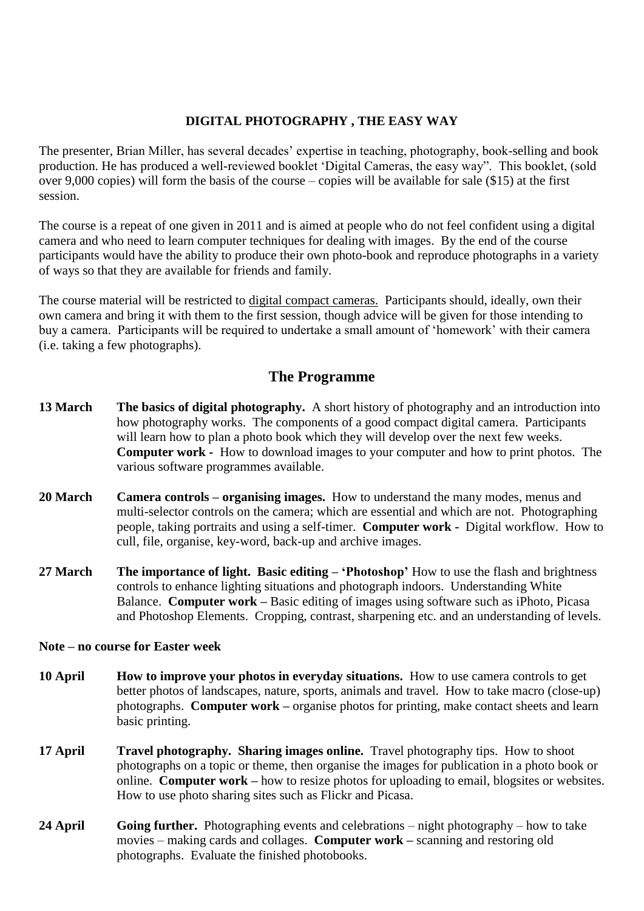**DIGITAL PHOTOGRAPHY , THE EASY WAY**

The presenter, Brian Miller, has several decades' expertise in teaching, photography, book-selling and book production. He has produced a well-reviewed booklet 'Digital Cameras, the easy way". This booklet, (sold over 9,000 copies) will form the basis of the course – copies will be available for sale ($15) at the first session.

The course is a repeat of one given in 2011 and is aimed at people who do not feel confident using a digital camera and who need to learn computer techniques for dealing with images. By the end of the course participants would have the ability to produce their own photo-book and reproduce photographs in a variety of ways so that they are available for friends and family.

The course material will be restricted to digital compact cameras. Participants should, ideally, own their own camera and bring it with them to the first session, though advice will be given for those intending to buy a camera. Participants will be required to undertake a small amount of 'homework' with their camera (i.e. taking a few photographs).

## The Programme

**13 March** **The basics of digital photography.** A short history of photography and an introduction into how photography works. The components of a good compact digital camera. Participants will learn how to plan a photo book which they will develop over the next few weeks. **Computer work -** How to download images to your computer and how to print photos. The various software programmes available.

**20 March** **Camera controls – organising images.** How to understand the many modes, menus and multi-selector controls on the camera; which are essential and which are not. Photographing people, taking portraits and using a self-timer. **Computer work -** Digital workflow. How to cull, file, organise, key-word, back-up and archive images.

**27 March** **The importance of light. Basic editing – 'Photoshop'** How to use the flash and brightness controls to enhance lighting situations and photograph indoors. Understanding White Balance. **Computer work –** Basic editing of images using software such as iPhoto, Picasa and Photoshop Elements. Cropping, contrast, sharpening etc. and an understanding of levels.

**Note – no course for Easter week**

**10 April** **How to improve your photos in everyday situations.** How to use camera controls to get better photos of landscapes, nature, sports, animals and travel. How to take macro (close-up) photographs. **Computer work –** organise photos for printing, make contact sheets and learn basic printing.

**17 April** **Travel photography. Sharing images online.** Travel photography tips. How to shoot photographs on a topic or theme, then organise the images for publication in a photo book or online. **Computer work –** how to resize photos for uploading to email, blogsites or websites. How to use photo sharing sites such as Flickr and Picasa.

**24 April** **Going further.** Photographing events and celebrations – night photography – how to take movies – making cards and collages. **Computer work –** scanning and restoring old photographs. Evaluate the finished photobooks.